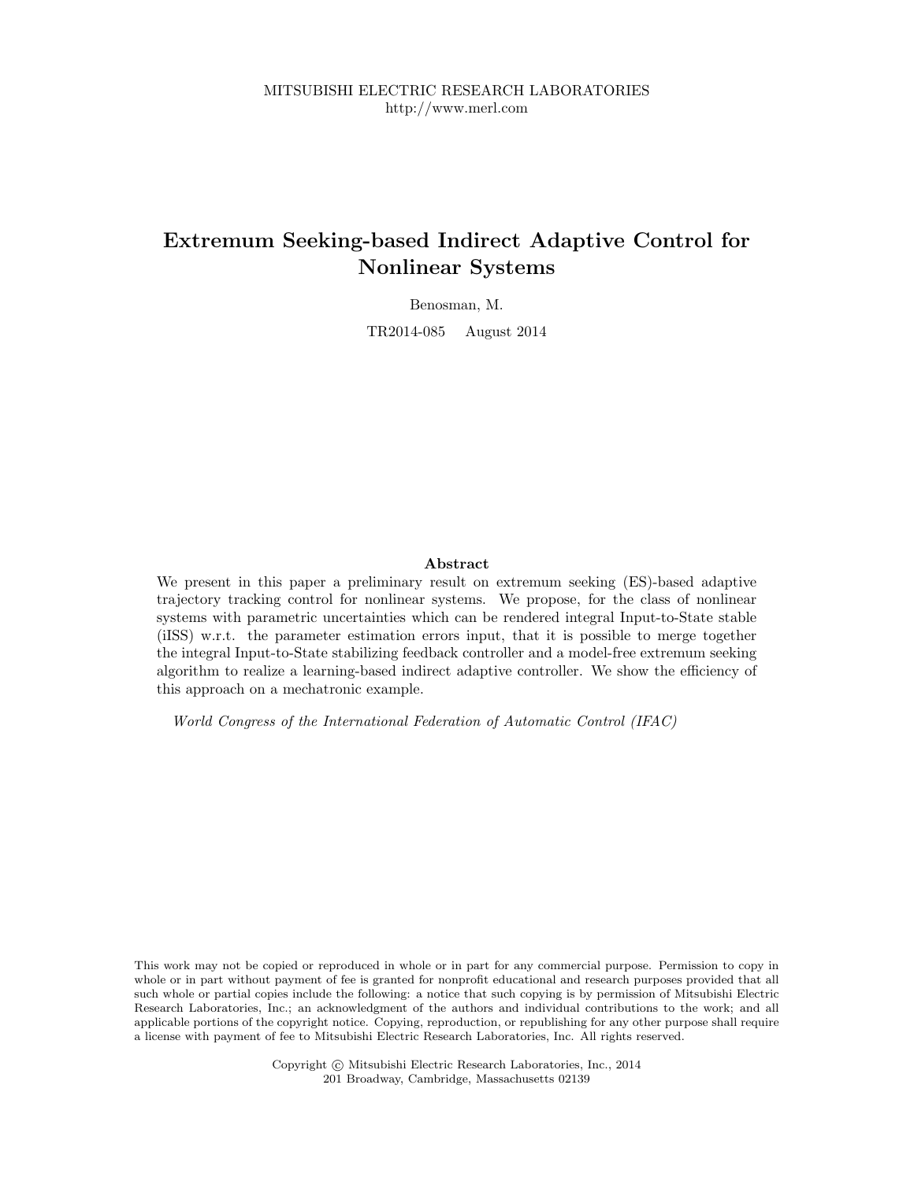MITSUBISHI ELECTRIC RESEARCH LABORATORIES
http://www.merl.com

# Extremum Seeking-based Indirect Adaptive Control for Nonlinear Systems

Benosman, M.

TR2014-085 August 2014

## Abstract

We present in this paper a preliminary result on extremum seeking (ES)-based adaptive trajectory tracking control for nonlinear systems. We propose, for the class of nonlinear systems with parametric uncertainties which can be rendered integral Input-to-State stable (iISS) w.r.t. the parameter estimation errors input, that it is possible to merge together the integral Input-to-State stabilizing feedback controller and a model-free extremum seeking algorithm to realize a learning-based indirect adaptive controller. We show the efficiency of this approach on a mechatronic example.

*World Congress of the International Federation of Automatic Control (IFAC)*

This work may not be copied or reproduced in whole or in part for any commercial purpose. Permission to copy in whole or in part without payment of fee is granted for nonprofit educational and research purposes provided that all such whole or partial copies include the following: a notice that such copying is by permission of Mitsubishi Electric Research Laboratories, Inc.; an acknowledgment of the authors and individual contributions to the work; and all applicable portions of the copyright notice. Copying, reproduction, or republishing for any other purpose shall require a license with payment of fee to Mitsubishi Electric Research Laboratories, Inc. All rights reserved.

Copyright © Mitsubishi Electric Research Laboratories, Inc., 2014
201 Broadway, Cambridge, Massachusetts 02139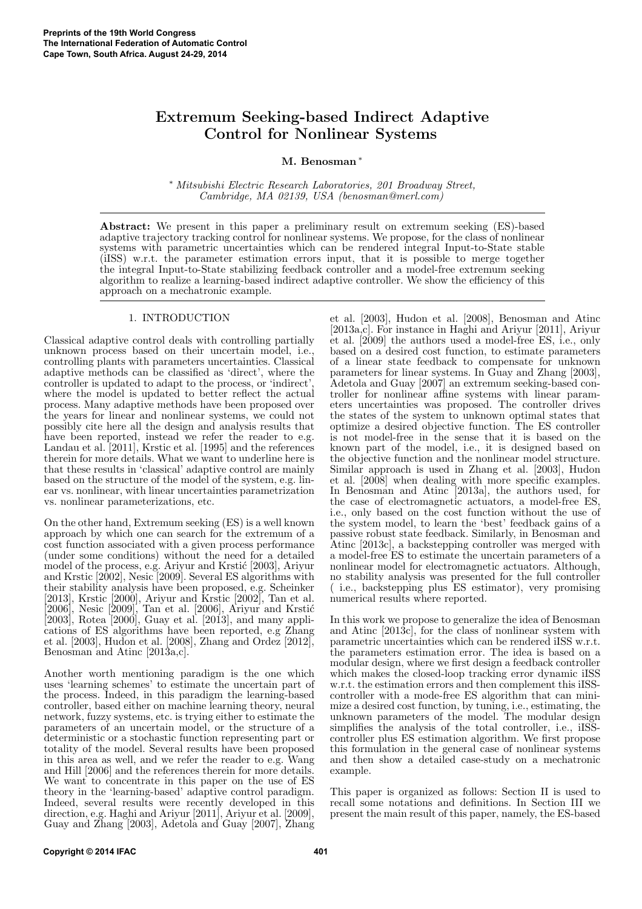# Extremum Seeking-based Indirect Adaptive Control for Nonlinear Systems

**M. Benosman** *

\* *Mitsubishi Electric Research Laboratories, 201 Broadway Street, Cambridge, MA 02139, USA (benosman@merl.com)*

**Abstract:** We present in this paper a preliminary result on extremum seeking (ES)-based adaptive trajectory tracking control for nonlinear systems. We propose, for the class of nonlinear systems with parametric uncertainties which can be rendered integral Input-to-State stable (iISS) w.r.t. the parameter estimation errors input, that it is possible to merge together the integral Input-to-State stabilizing feedback controller and a model-free extremum seeking algorithm to realize a learning-based indirect adaptive controller. We show the efficiency of this approach on a mechatronic example.

## 1. INTRODUCTION

Classical adaptive control deals with controlling partially unknown process based on their uncertain model, i.e., controlling plants with parameters uncertainties. Classical adaptive methods can be classified as 'direct', where the controller is updated to adapt to the process, or 'indirect', where the model is updated to better reflect the actual process. Many adaptive methods have been proposed over the years for linear and nonlinear systems, we could not possibly cite here all the design and analysis results that have been reported, instead we refer the reader to e.g. Landau et al. [2011], Krstic et al. [1995] and the references therein for more details. What we want to underline here is that these results in 'classical' adaptive control are mainly based on the structure of the model of the system, e.g. linear vs. nonlinear, with linear uncertainties parametrization vs. nonlinear parameterizations, etc.

On the other hand, Extremum seeking (ES) is a well known approach by which one can search for the extremum of a cost function associated with a given process performance (under some conditions) without the need for a detailed model of the process, e.g. Ariyur and Krstić [2003], Ariyur and Krstic [2002], Nesic [2009]. Several ES algorithms with their stability analysis have been proposed, e.g. Scheinker [2013], Krstic [2000], Ariyur and Krstic [2002], Tan et al. [2006], Nesic [2009], Tan et al. [2006], Ariyur and Krstić [2003], Rotea [2000], Guay et al. [2013], and many applications of ES algorithms have been reported, e.g Zhang et al. [2003], Hudon et al. [2008], Zhang and Ordez [2012], Benosman and Atinc [2013a,c].

Another worth mentioning paradigm is the one which uses 'learning schemes' to estimate the uncertain part of the process. Indeed, in this paradigm the learning-based controller, based either on machine learning theory, neural network, fuzzy systems, etc. is trying either to estimate the parameters of an uncertain model, or the structure of a deterministic or a stochastic function representing part or totality of the model. Several results have been proposed in this area as well, and we refer the reader to e.g. Wang and Hill [2006] and the references therein for more details. We want to concentrate in this paper on the use of ES theory in the 'learning-based' adaptive control paradigm. Indeed, several results were recently developed in this direction, e.g. Haghi and Ariyur [2011], Ariyur et al. [2009], Guay and Zhang [2003], Adetola and Guay [2007], Zhang et al. [2003], Hudon et al. [2008], Benosman and Atinc [2013a,c]. For instance in Haghi and Ariyur [2011], Ariyur et al. [2009] the authors used a model-free ES, i.e., only based on a desired cost function, to estimate parameters of a linear state feedback to compensate for unknown parameters for linear systems. In Guay and Zhang [2003], Adetola and Guay [2007] an extremum seeking-based controller for nonlinear affine systems with linear parameters uncertainties was proposed. The controller drives the states of the system to unknown optimal states that optimize a desired objective function. The ES controller is not model-free in the sense that it is based on the known part of the model, i.e., it is designed based on the objective function and the nonlinear model structure. Similar approach is used in Zhang et al. [2003], Hudon et al. [2008] when dealing with more specific examples. In Benosman and Atinc [2013a], the authors used, for the case of electromagnetic actuators, a model-free ES, i.e., only based on the cost function without the use of the system model, to learn the 'best' feedback gains of a passive robust state feedback. Similarly, in Benosman and Atinc [2013c], a backstepping controller was merged with a model-free ES to estimate the uncertain parameters of a nonlinear model for electromagnetic actuators. Although, no stability analysis was presented for the full controller ( i.e., backstepping plus ES estimator), very promising numerical results where reported.

In this work we propose to generalize the idea of Benosman and Atinc [2013c], for the class of nonlinear system with parametric uncertainties which can be rendered iISS w.r.t. the parameters estimation error. The idea is based on a modular design, where we first design a feedback controller which makes the closed-loop tracking error dynamic iISS w.r.t. the estimation errors and then complement this iISS-controller with a mode-free ES algorithm that can minimize a desired cost function, by tuning, i.e., estimating, the unknown parameters of the model. The modular design simplifies the analysis of the total controller, i.e., iISS-controller plus ES estimation algorithm. We first propose this formulation in the general case of nonlinear systems and then show a detailed case-study on a mechatronic example.

This paper is organized as follows: Section II is used to recall some notations and definitions. In Section III we present the main result of this paper, namely, the ES-based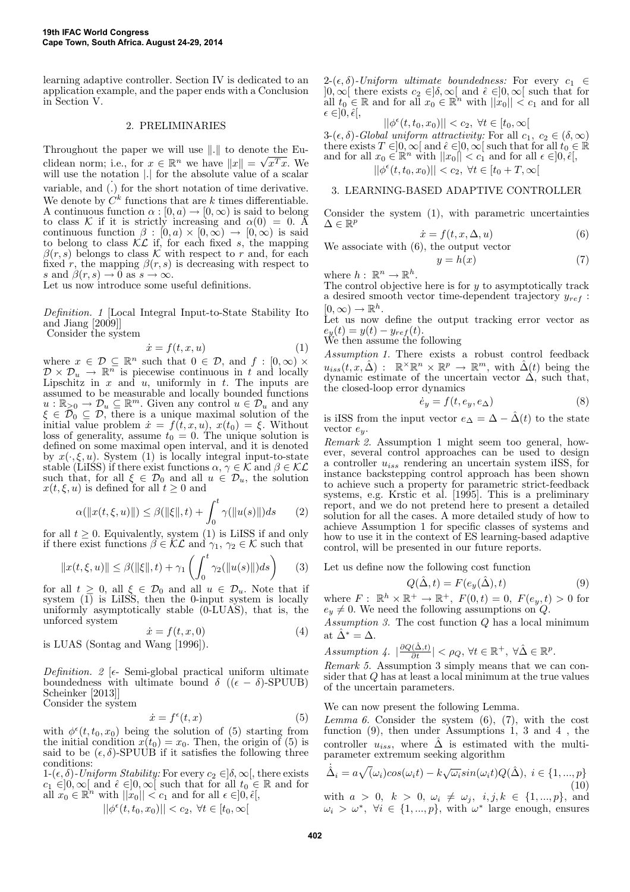learning adaptive controller. Section IV is dedicated to an application example, and the paper ends with a Conclusion in Section V.

## 2. PRELIMINARIES

Throughout the paper we will use $\|.\|$ to denote the Euclidean norm; i.e., for $x \in \mathbb{R}^n$ we have $\|x\| = \sqrt{x^T x}$. We will use the notation $|.|$ for the absolute value of a scalar variable, and $\dot{(.)}$ for the short notation of time derivative. We denote by $C^k$ functions that are $k$ times differentiable. A continuous function $\alpha : [0, a) \to [0, \infty)$ is said to belong to class $\mathcal{K}$ if it is strictly increasing and $\alpha(0) = 0$. A continuous function $\beta : [0, a) \times [0, \infty) \to [0, \infty)$ is said to belong to class $\mathcal{KL}$ if, for each fixed $s$, the mapping $\beta(r, s)$ belongs to class $\mathcal{K}$ with respect to $r$ and, for each fixed $r$, the mapping $\beta(r, s)$ is decreasing with respect to $s$ and $\beta(r, s) \to 0$ as $s \to \infty$.
Let us now introduce some useful definitions.

*Definition. 1* [Local Integral Input-to-State Stability Ito and Jiang [2009]]
Consider the system

$$\dot{x} = f(t, x, u) \tag{1}$$

where $x \in \mathcal{D} \subseteq \mathbb{R}^n$ such that $0 \in \mathcal{D}$, and $f : [0, \infty) \times \mathcal{D} \times \mathcal{D}_u \to \mathbb{R}^n$ is piecewise continuous in $t$ and locally Lipschitz in $x$ and $u$, uniformly in $t$. The inputs are assumed to be measurable and locally bounded functions $u : \mathbb{R}_{\geq 0} \to \mathcal{D}_u \subseteq \mathbb{R}^m$. Given any control $u \in \mathcal{D}_u$ and any $\xi \in \mathcal{D}_0 \subseteq \mathcal{D}$, there is a unique maximal solution of the initial value problem $\dot{x} = f(t, x, u)$, $x(t_0) = \xi$. Without loss of generality, assume $t_0 = 0$. The unique solution is defined on some maximal open interval, and it is denoted by $x(\cdot, \xi, u)$. System (1) is locally integral input-to-state stable (LiISS) if there exist functions $\alpha, \gamma \in \mathcal{K}$ and $\beta \in \mathcal{KL}$ such that, for all $\xi \in \mathcal{D}_0$ and all $u \in \mathcal{D}_u$, the solution $x(t, \xi, u)$ is defined for all $t \geq 0$ and

$$\alpha(\|x(t, \xi, u)\|) \leq \beta(\|\xi\|, t) + \int_0^t \gamma(\|u(s)\|) ds \tag{2}$$

for all $t \geq 0$. Equivalently, system (1) is LiISS if and only if there exist functions $\beta \in \mathcal{KL}$ and $\gamma_1, \gamma_2 \in \mathcal{K}$ such that

$$\|x(t, \xi, u)\| \leq \beta(\|\xi\|, t) + \gamma_1 \left( \int_0^t \gamma_2(\|u(s)\|) ds \right) \tag{3}$$

for all $t \geq 0$, all $\xi \in \mathcal{D}_0$ and all $u \in \mathcal{D}_u$. Note that if system (1) is LiISS, then the 0-input system is locally uniformly asymptotically stable (0-LUAS), that is, the unforced system

$$\dot{x} = f(t, x, 0) \tag{4}$$

is LUAS (Sontag and Wang [1996]).

*Definition. 2* [$\epsilon$- Semi-global practical uniform ultimate boundedness with ultimate bound $\delta$ ($(\epsilon - \delta)$-SPUUB) Scheinker [2013]]
Consider the system

$$\dot{x} = f^{\epsilon}(t, x) \tag{5}$$

with $\phi^{\epsilon}(t, t_0, x_0)$ being the solution of (5) starting from the initial condition $x(t_0) = x_0$. Then, the origin of (5) is said to be $(\epsilon, \delta)$-SPUUB if it satisfies the following three conditions:

1-$(\epsilon, \delta)$-*Uniform Stability:* For every $c_2 \in ]\delta, \infty[$, there exists $c_1 \in ]0, \infty[$ and $\hat{\epsilon} \in ]0, \infty[$ such that for all $t_0 \in \mathbb{R}$ and for all $x_0 \in \mathbb{R}^n$ with $||x_0|| < c_1$ and for all $\epsilon \in ]0, \hat{\epsilon}[$,

$$||\phi^{\epsilon}(t, t_0, x_0)|| < c_2, \ \forall t \in [t_0, \infty[$$

2-$(\epsilon, \delta)$-*Uniform ultimate boundedness:* For every $c_1 \in ]0, \infty[$ there exists $c_2 \in ]\delta, \infty[$ and $\hat{\epsilon} \in ]0, \infty[$ such that for all $t_0 \in \mathbb{R}$ and for all $x_0 \in \mathbb{R}^n$ with $||x_0|| < c_1$ and for all $\epsilon \in ]0, \hat{\epsilon}[$,

$$||\phi^{\epsilon}(t, t_0, x_0)|| < c_2, \ \forall t \in [t_0, \infty[$$

3-$(\epsilon, \delta)$-*Global uniform attractivity:* For all $c_1, c_2 \in (\delta, \infty)$ there exists $T \in ]0, \infty[$ and $\hat{\epsilon} \in ]0, \infty[$ such that for all $t_0 \in \mathbb{R}$ and for all $x_0 \in \mathbb{R}^n$ with $||x_0|| < c_1$ and for all $\epsilon \in ]0, \hat{\epsilon}[$,

$$||\phi^{\epsilon}(t, t_0, x_0)|| < c_2, \ \forall t \in [t_0 + T, \infty[$$

## 3. LEARNING-BASED ADAPTIVE CONTROLLER

Consider the system (1), with parametric uncertainties $\Delta \in \mathbb{R}^p$

$$\dot{x} = f(t, x, \Delta, u) \tag{6}$$

We associate with (6), the output vector

$$y = h(x) \tag{7}$$

where $h : \mathbb{R}^n \to \mathbb{R}^h$.
The control objective here is for $y$ to asymptotically track a desired smooth vector time-dependent trajectory $y_{ref} : [0, \infty) \to \mathbb{R}^h$.
Let us now define the output tracking error vector as $e_y(t) = y(t) - y_{ref}(t)$.
We then assume the following

*Assumption 1.* There exists a robust control feedback $u_{iss}(t, x, \hat{\Delta}) : \mathbb{R}^{\times}\mathbb{R}^n \times \mathbb{R}^p \to \mathbb{R}^m$, with $\hat{\Delta}(t)$ being the dynamic estimate of the uncertain vector $\Delta$, such that, the closed-loop error dynamics

$$\dot{e}_y = f(t, e_y, e_{\Delta}) \tag{8}$$

is iISS from the input vector $e_{\Delta} = \Delta - \hat{\Delta}(t)$ to the state vector $e_y$.

*Remark 2.* Assumption 1 might seem too general, however, several control approaches can be used to design a controller $u_{iss}$ rendering an uncertain system iISS, for instance backstepping control approach has been shown to achieve such a property for parametric strict-feedback systems, e.g. Krstic et al. [1995]. This is a preliminary report, and we do not pretend here to present a detailed solution for all the cases. A more detailed study of how to achieve Assumption 1 for specific classes of systems and how to use it in the context of ES learning-based adaptive control, will be presented in our future reports.

Let us define now the following cost function

$$Q(\hat{\Delta}, t) = F(e_y(\hat{\Delta}), t) \tag{9}$$

where $F : \mathbb{R}^h \times \mathbb{R}^+ \to \mathbb{R}^+$, $F(0, t) = 0$, $F(e_y, t) > 0$ for $e_y \neq 0$. We need the following assumptions on $Q$.

*Assumption 3.* The cost function $Q$ has a local minimum at $\hat{\Delta}^* = \Delta$.

*Assumption 4.* $|\frac{\partial Q(\hat{\Delta}, t)}{\partial t}| < \rho_Q, \ \forall t \in \mathbb{R}^+, \ \forall \hat{\Delta} \in \mathbb{R}^p$.

*Remark 5.* Assumption 3 simply means that we can consider that $Q$ has at least a local minimum at the true values of the uncertain parameters.

We can now present the following Lemma.

*Lemma 6.* Consider the system (6), (7), with the cost function (9), then under Assumptions 1, 3 and 4 , the controller $u_{iss}$, where $\hat{\Delta}$ is estimated with the multi-parameter extremum seeking algorithm

$$\dot{\hat{\Delta}}_i = a\sqrt(\omega_i)cos(\omega_i t) - k\sqrt{\omega_i}sin(\omega_i t)Q(\hat{\Delta}), \ i \in \{1, ..., p\} \tag{10}$$

with $a > 0$, $k > 0$, $\omega_i \neq \omega_j$, $i, j, k \in \{1, ..., p\}$, and $\omega_i > \omega^*$, $\forall i \in \{1, ..., p\}$, with $\omega^*$ large enough, ensures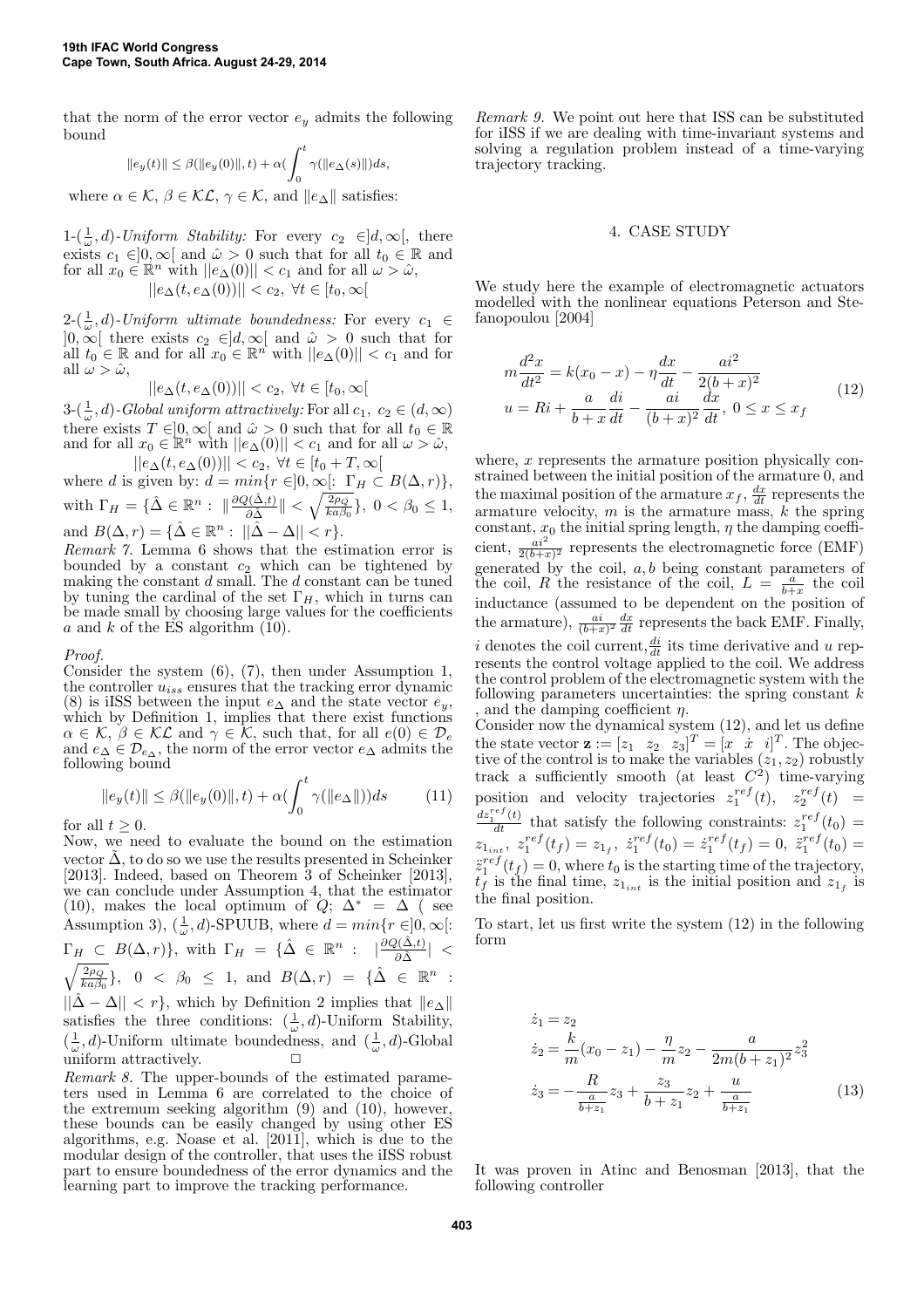that the norm of the error vector $e_y$ admits the following bound

$$\|e_y(t)\| \leq \beta(\|e_y(0)\|, t) + \alpha(\int_0^t \gamma(\|e_\Delta(s)\|)ds,$$

where $\alpha \in \mathcal{K}$, $\beta \in \mathcal{KL}$, $\gamma \in \mathcal{K}$, and $\|e_\Delta\|$ satisfies:

1-$(\frac{1}{\omega}, d)$*-Uniform Stability:* For every $c_2 \in ]d, \infty[$, there exists $c_1 \in ]0, \infty[$ and $\hat{\omega} > 0$ such that for all $t_0 \in \mathbb{R}$ and for all $x_0 \in \mathbb{R}^n$ with $||e_\Delta(0)|| < c_1$ and for all $\omega > \hat{\omega}$,

$$||e_\Delta(t, e_\Delta(0))|| < c_2, \ \forall t \in [t_0, \infty[$$

2-$(\frac{1}{\omega}, d)$*-Uniform ultimate boundedness:* For every $c_1 \in ]0, \infty[$ there exists $c_2 \in ]d, \infty[$ and $\hat{\omega} > 0$ such that for all $t_0 \in \mathbb{R}$ and for all $x_0 \in \mathbb{R}^n$ with $||e_\Delta(0)|| < c_1$ and for all $\omega > \hat{\omega}$,

$$||e_\Delta(t, e_\Delta(0))|| < c_2, \ \forall t \in [t_0, \infty[$$

3-$(\frac{1}{\omega}, d)$*-Global uniform attractively:* For all $c_1, \ c_2 \in (d, \infty)$ there exists $T \in ]0, \infty[$ and $\hat{\omega} > 0$ such that for all $t_0 \in \mathbb{R}$ and for all $x_0 \in \mathbb{R}^n$ with $||e_\Delta(0)|| < c_1$ and for all $\omega > \hat{\omega}$,

$$||e_\Delta(t, e_\Delta(0))|| < c_2, \ \forall t \in [t_0 + T, \infty[$$

where $d$ is given by: $d = min\{r \in ]0, \infty[: \ \Gamma_H \subset B(\Delta, r)\}$, with $\Gamma_H = \{\hat{\Delta} \in \mathbb{R}^n : \ \|\frac{\partial Q(\hat{\Delta}, t)}{\partial \hat{\Delta}}\| < \sqrt{\frac{2\rho_Q}{ka\beta_0}}\}$, $0 < \beta_0 \leq 1$, and $B(\Delta, r) = \{\hat{\Delta} \in \mathbb{R}^n : \ ||\hat{\Delta} - \Delta|| < r\}$.

*Remark 7.* Lemma 6 shows that the estimation error is bounded by a constant $c_2$ which can be tightened by making the constant $d$ small. The $d$ constant can be tuned by tuning the cardinal of the set $\Gamma_H$, which in turns can be made small by choosing large values for the coefficients $a$ and $k$ of the ES algorithm (10).

*Proof.*

Consider the system (6), (7), then under Assumption 1, the controller $u_{iss}$ ensures that the tracking error dynamic (8) is iISS between the input $e_\Delta$ and the state vector $e_y$, which by Definition 1, implies that there exist functions $\alpha \in \mathcal{K}$, $\beta \in \mathcal{KL}$ and $\gamma \in \mathcal{K}$, such that, for all $e(0) \in \mathcal{D}_e$ and $e_\Delta \in \mathcal{D}_{e_\Delta}$, the norm of the error vector $e_\Delta$ admits the following bound

$$\|e_y(t)\| \leq \beta(\|e_y(0)\|, t) + \alpha(\int_0^t \gamma(\|e_\Delta\|))ds \tag{11}$$

for all $t \geq 0$.

Now, we need to evaluate the bound on the estimation vector $\tilde{\Delta}$, to do so we use the results presented in Scheinker [2013]. Indeed, based on Theorem 3 of Scheinker [2013], we can conclude under Assumption 4, that the estimator (10), makes the local optimum of $Q$; $\Delta^* = \Delta$ ( see Assumption 3), $(\frac{1}{\omega}, d)$-SPUUB, where $d = min\{r \in ]0, \infty[: \Gamma_H \subset B(\Delta, r)\}$, with $\Gamma_H = \{\hat{\Delta} \in \mathbb{R}^n : \ |\frac{\partial Q(\hat{\Delta}, t)}{\partial \hat{\Delta}}| < \sqrt{\frac{2\rho_Q}{ka\beta_0}}\}$, $0 < \beta_0 \leq 1$, and $B(\Delta, r) = \{\hat{\Delta} \in \mathbb{R}^n : ||\hat{\Delta} - \Delta|| < r\}$, which by Definition 2 implies that $\|e_\Delta\|$ satisfies the three conditions: $(\frac{1}{\omega}, d)$-Uniform Stability, $(\frac{1}{\omega}, d)$-Uniform ultimate boundedness, and $(\frac{1}{\omega}, d)$-Global uniform attractively. □

*Remark 8.* The upper-bounds of the estimated parameters used in Lemma 6 are correlated to the choice of the extremum seeking algorithm (9) and (10), however, these bounds can be easily changed by using other ES algorithms, e.g. Noase et al. [2011], which is due to the modular design of the controller, that uses the iISS robust part to ensure boundedness of the error dynamics and the learning part to improve the tracking performance.

*Remark 9.* We point out here that ISS can be substituted for iISS if we are dealing with time-invariant systems and solving a regulation problem instead of a time-varying trajectory tracking.

## 4. CASE STUDY

We study here the example of electromagnetic actuators modelled with the nonlinear equations Peterson and Stefanopoulou [2004]

$$\begin{aligned} m\frac{d^2x}{dt^2} &= k(x_0 - x) - \eta\frac{dx}{dt} - \frac{ai^2}{2(b+x)^2} \\ u &= Ri + \frac{a}{b+x}\frac{di}{dt} - \frac{ai}{(b+x)^2}\frac{dx}{dt}, \ 0 \leq x \leq x_f \end{aligned} \tag{12}$$

where, $x$ represents the armature position physically constrained between the initial position of the armature 0, and the maximal position of the armature $x_f$, $\frac{dx}{dt}$ represents the armature velocity, $m$ is the armature mass, $k$ the spring constant, $x_0$ the initial spring length, $\eta$ the damping coefficient, $\frac{ai^2}{2(b+x)^2}$ represents the electromagnetic force (EMF) generated by the coil, $a, b$ being constant parameters of the coil, $R$ the resistance of the coil, $L = \frac{a}{b+x}$ the coil inductance (assumed to be dependent on the position of the armature), $\frac{ai}{(b+x)^2}\frac{dx}{dt}$ represents the back EMF. Finally, $i$ denotes the coil current, $\frac{di}{dt}$ its time derivative and $u$ represents the control voltage applied to the coil. We address the control problem of the electromagnetic system with the following parameters uncertainties: the spring constant $k$ , and the damping coefficient $\eta$.

Consider now the dynamical system (12), and let us define the state vector $\mathbf{z} := [z_1 \ \ z_2 \ \ z_3]^T = [x \ \ \dot{x} \ \ i]^T$. The objective of the control is to make the variables $(z_1, z_2)$ robustly track a sufficiently smooth (at least $C^2$) time-varying position and velocity trajectories $z_1^{ref}(t)$, $z_2^{ref}(t) = \frac{dz_1^{ref}(t)}{dt}$ that satisfy the following constraints: $z_1^{ref}(t_0) = z_{1_{int}}$, $z_1^{ref}(t_f) = z_{1_f}$, $\dot{z}_1^{ref}(t_0) = \dot{z}_1^{ref}(t_f) = 0$, $\ddot{z}_1^{ref}(t_0) = \ddot{z}_1^{ref}(t_f) = 0$, where $t_0$ is the starting time of the trajectory, $t_f$ is the final time, $z_{1_{int}}$ is the initial position and $z_{1_f}$ is the final position.

To start, let us first write the system (12) in the following form

$$\begin{aligned} \dot{z}_1 &= z_2 \\ \dot{z}_2 &= \frac{k}{m}(x_0 - z_1) - \frac{\eta}{m}z_2 - \frac{a}{2m(b+z_1)^2}z_3^2 \\ \dot{z}_3 &= -\frac{R}{\frac{a}{b+z_1}}z_3 + \frac{z_3}{b+z_1}z_2 + \frac{u}{\frac{a}{b+z_1}} \end{aligned} \tag{13}$$

It was proven in Atinc and Benosman [2013], that the following controller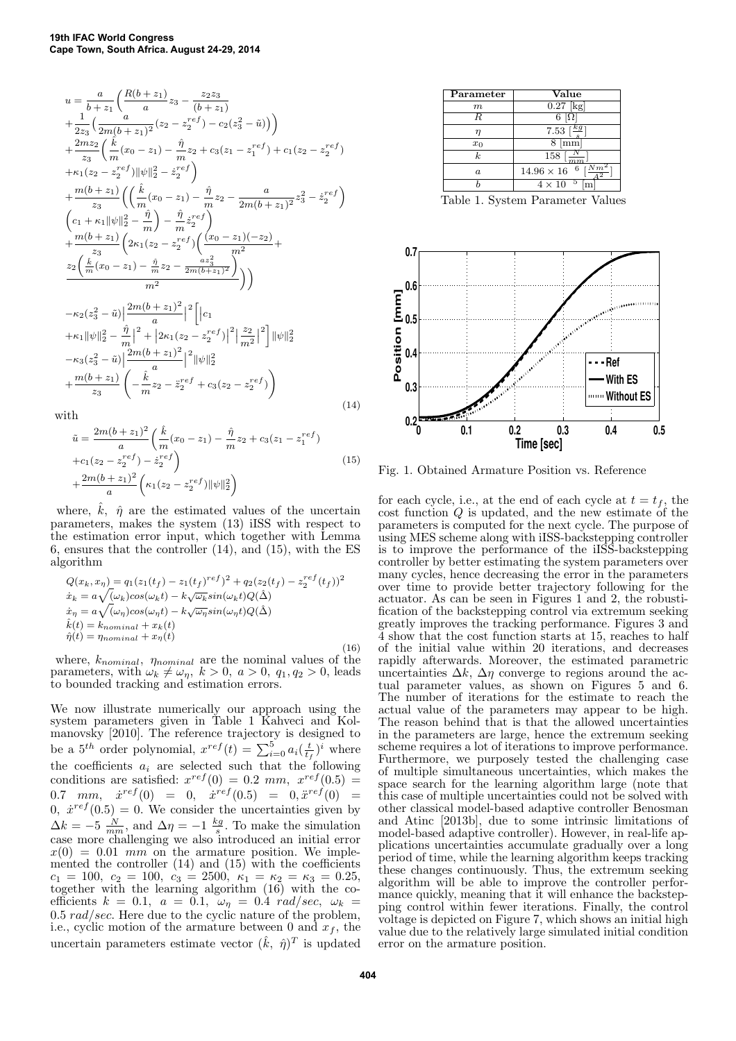$$
\begin{aligned}
u =& \frac{a}{b+z_1}\Big(\frac{R(b+z_1)}{a}z_3 - \frac{z_2 z_3}{(b+z_1)} \\
&+\frac{1}{2z_3}\Big(\frac{a}{2m(b+z_1)^2}(z_2 - z_2^{ref}) - c_2(z_3^2 - \tilde{u})\Big)\Big) \\
&+\frac{2mz_2}{z_3}\Big(\frac{\hat{k}}{m}(x_0 - z_1) - \frac{\hat{\eta}}{m}z_2 + c_3(z_1 - z_1^{ref}) + c_1(z_2 - z_2^{ref}) \\
&+\kappa_1(z_2 - z_2^{ref})\|\psi\|_2^2 - \dot{z}_2^{ref}\Big) \\
&+\frac{m(b+z_1)}{z_3}\Big(\Big(\frac{\hat{k}}{m}(x_0 - z_1) - \frac{\hat{\eta}}{m}z_2 - \frac{a}{2m(b+z_1)^2}z_3^2 - \dot{z}_2^{ref}\Big) \\
&\Big(c_1 + \kappa_1\|\psi\|_2^2 - \frac{\hat{\eta}}{m}\Big) - \frac{\hat{\eta}}{m}\dot{z}_2^{ref}\Big) \\
&+\frac{m(b+z_1)}{z_3}\Big(2\kappa_1(z_2 - z_2^{ref})\Big(\frac{(x_0 - z_1)(-z_2)}{m^2} + \\
&\frac{z_2\Big(\frac{\hat{k}}{m}(x_0 - z_1) - \frac{\hat{\eta}}{m}z_2 - \frac{az_3^2}{2m(b+z_1)^2}\Big)}{m^2}\Big)\Big) \\
&-\kappa_2(z_3^2 - \tilde{u})\Big|\frac{2m(b+z_1)^2}{a}\Big|^2\Big[\Big|c_1 \\
&+\kappa_1\|\psi\|_2^2 - \frac{\hat{\eta}}{m}\Big|^2 + \Big|2\kappa_1(z_2 - z_2^{ref})\Big|^2\Big|\frac{z_2}{m^2}\Big|^2\Big]\|\psi\|_2^2 \\
&-\kappa_3(z_3^2 - \tilde{u})\Big|\frac{2m(b+z_1)^2}{a}\Big|^2\|\psi\|_2^2 \\
&+\frac{m(b+z_1)}{z_3}\left(-\frac{\hat{k}}{m}z_2 - \ddot{z}_2^{ref} + c_3(z_2 - z_2^{ref})\right)
\end{aligned}
\tag{14}
$$

with

$$
\begin{aligned}
\tilde{u} =& \frac{2m(b+z_1)^2}{a}\Big(\frac{\hat{k}}{m}(x_0 - z_1) - \frac{\hat{\eta}}{m}z_2 + c_3(z_1 - z_1^{ref}) \\
&+c_1(z_2 - z_2^{ref}) - \dot{z}_2^{ref}\Big) \\
&+\frac{2m(b+z_1)^2}{a}\Big(\kappa_1(z_2 - z_2^{ref})\|\psi\|_2^2\Big)
\end{aligned}
\tag{15}
$$

where, $\hat{k}$, $\hat{\eta}$ are the estimated values of the uncertain parameters, makes the system (13) iISS with respect to the estimation error input, which together with Lemma 6, ensures that the controller (14), and (15), with the ES algorithm

$$
\begin{aligned}
&Q(x_k, x_\eta) = q_1(z_1(t_f) - z_1(t_f)^{ref})^2 + q_2(z_2(t_f) - z_2^{ref}(t_f))^2 \\
&\dot{x}_k = a\sqrt{(\omega_k)}\cos(\omega_k t) - k\sqrt{\omega_k}\sin(\omega_k t)Q(\hat{\Delta}) \\
&\dot{x}_\eta = a\sqrt{(\omega_\eta)}\cos(\omega_\eta t) - k\sqrt{\omega_\eta}\sin(\omega_\eta t)Q(\hat{\Delta}) \\
&\hat{k}(t) = k_{nominal} + x_k(t) \\
&\hat{\eta}(t) = \eta_{nominal} + x_\eta(t)
\end{aligned}
\tag{16}
$$

where, $k_{nominal}$, $\eta_{nominal}$ are the nominal values of the parameters, with $\omega_k \neq \omega_\eta$, $k > 0$, $a > 0$, $q_1, q_2 > 0$, leads to bounded tracking and estimation errors.

We now illustrate numerically our approach using the system parameters given in Table 1 Kahveci and Kolmanovsky [2010]. The reference trajectory is designed to be a $5^{th}$ order polynomial, $x^{ref}(t) = \sum_{i=0}^{5} a_i(\frac{t}{t_f})^i$ where the coefficients $a_i$ are selected such that the following conditions are satisfied: $x^{ref}(0) = 0.2$ $mm$, $x^{ref}(0.5) = 0.7$ $mm$, $\dot{x}^{ref}(0) = 0$, $\dot{x}^{ref}(0.5) = 0, \ddot{x}^{ref}(0) = 0$, $\ddot{x}^{ref}(0.5) = 0$. We consider the uncertainties given by $\Delta k = -5$ $\frac{N}{mm}$, and $\Delta\eta = -1$ $\frac{kg}{s}$. To make the simulation case more challenging we also introduced an initial error $x(0) = 0.01$ $mm$ on the armature position. We implemented the controller (14) and (15) with the coefficients $c_1 = 100$, $c_2 = 100$, $c_3 = 2500$, $\kappa_1 = \kappa_2 = \kappa_3 = 0.25$, together with the learning algorithm (16) with the coefficients $k = 0.1$, $a = 0.1$, $\omega_\eta = 0.4$ $rad/sec$, $\omega_k = 0.5$ $rad/sec$. Here due to the cyclic nature of the problem, i.e., cyclic motion of the armature between 0 and $x_f$, the uncertain parameters estimate vector $(\hat{k},\ \hat{\eta})^T$ is updated

| Parameter | Value |
|---|---|
| $m$ | 0.27 [kg] |
| $R$ | 6 [$\Omega$] |
| $\eta$ | 7.53 [$\frac{kg}{s}$] |
| $x_0$ | 8 [mm] |
| $k$ | 158 [$\frac{N}{mm}$] |
| $a$ | $14.96 \times 16^{6}$ [$\frac{Nm^2}{A^2}$] |
| $b$ | $4 \times 10^{5}$ [m] |

Table 1. System Parameter Values

Fig. 1. Obtained Armature Position vs. Reference

for each cycle, i.e., at the end of each cycle at $t = t_f$, the cost function $Q$ is updated, and the new estimate of the parameters is computed for the next cycle. The purpose of using MES scheme along with iISS-backstepping controller is to improve the performance of the iISS-backstepping controller by better estimating the system parameters over many cycles, hence decreasing the error in the parameters over time to provide better trajectory following for the actuator. As can be seen in Figures 1 and 2, the robustification of the backstepping control via extremum seeking greatly improves the tracking performance. Figures 3 and 4 show that the cost function starts at 15, reaches to half of the initial value within 20 iterations, and decreases rapidly afterwards. Moreover, the estimated parametric uncertainties $\Delta k$, $\Delta\eta$ converge to regions around the actual parameter values, as shown on Figures 5 and 6. The number of iterations for the estimate to reach the actual value of the parameters may appear to be high. The reason behind that is that the allowed uncertainties in the parameters are large, hence the extremum seeking scheme requires a lot of iterations to improve performance. Furthermore, we purposely tested the challenging case of multiple simultaneous uncertainties, which makes the space search for the learning algorithm large (note that this case of multiple uncertainties could not be solved with other classical model-based adaptive controller Benosman and Atinc [2013b], due to some intrinsic limitations of model-based adaptive controller). However, in real-life applications uncertainties accumulate gradually over a long period of time, while the learning algorithm keeps tracking these changes continuously. Thus, the extremum seeking algorithm will be able to improve the controller performance quickly, meaning that it will enhance the backstepping control within fewer iterations. Finally, the control voltage is depicted on Figure 7, which shows an initial high value due to the relatively large simulated initial condition error on the armature position.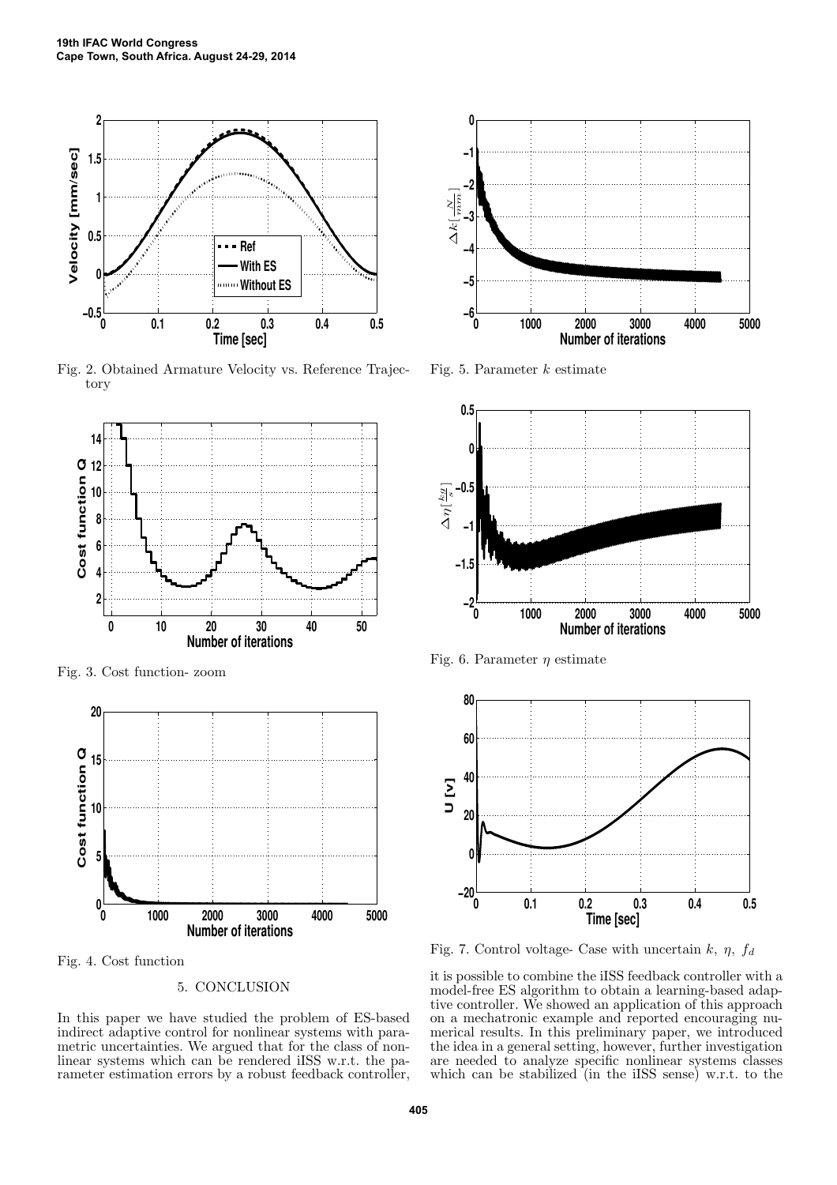Fig. 2. Obtained Armature Velocity vs. Reference Trajectory

Fig. 3. Cost function- zoom

Fig. 4. Cost function

Fig. 5. Parameter $k$ estimate

Fig. 6. Parameter $\eta$ estimate

Fig. 7. Control voltage- Case with uncertain $k$, $\eta$, $f_d$

## 5. CONCLUSION

In this paper we have studied the problem of ES-based indirect adaptive control for nonlinear systems with parametric uncertainties. We argued that for the class of nonlinear systems which can be rendered iISS w.r.t. the parameter estimation errors by a robust feedback controller, it is possible to combine the iISS feedback controller with a model-free ES algorithm to obtain a learning-based adaptive controller. We showed an application of this approach on a mechatronic example and reported encouraging numerical results. In this preliminary paper, we introduced the idea in a general setting, however, further investigation are needed to analyze specific nonlinear systems classes which can be stabilized (in the iISS sense) w.r.t. to the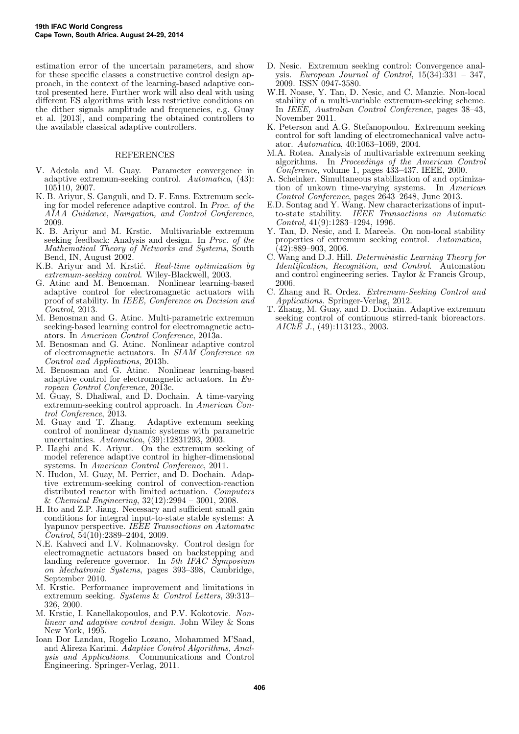estimation error of the uncertain parameters, and show for these specific classes a constructive control design approach, in the context of the learning-based adaptive control presented here. Further work will also deal with using different ES algorithms with less restrictive conditions on the dither signals amplitude and frequencies, e.g. Guay et al. [2013], and comparing the obtained controllers to the available classical adaptive controllers.

## REFERENCES

V. Adetola and M. Guay. Parameter convergence in adaptive extremum-seeking control. *Automatica*, (43): 105110, 2007.

K. B. Ariyur, S. Ganguli, and D. F. Enns. Extremum seeking for model reference adaptive control. In *Proc. of the AIAA Guidance, Navigation, and Control Conference*, 2009.

K. B. Ariyur and M. Krstic. Multivariable extremum seeking feedback: Analysis and design. In *Proc. of the Mathematical Theory of Networks and Systems*, South Bend, IN, August 2002.

K.B. Ariyur and M. Krstić. *Real-time optimization by extremum-seeking control*. Wiley-Blackwell, 2003.

G. Atinc and M. Benosman. Nonlinear learning-based adaptive control for electromagnetic actuators with proof of stability. In *IEEE, Conference on Decision and Control*, 2013.

M. Benosman and G. Atinc. Multi-parametric extremum seeking-based learning control for electromagnetic actuators. In *American Control Conference*, 2013a.

M. Benosman and G. Atinc. Nonlinear adaptive control of electromagnetic actuators. In *SIAM Conference on Control and Applications*, 2013b.

M. Benosman and G. Atinc. Nonlinear learning-based adaptive control for electromagnetic actuators. In *European Control Conference*, 2013c.

M. Guay, S. Dhaliwal, and D. Dochain. A time-varying extremum-seeking control approach. In *American Control Conference*, 2013.

M. Guay and T. Zhang. Adaptive extemum seeking control of nonlinear dynamic systems with parametric uncertainties. *Automatica*, (39):12831293, 2003.

P. Haghi and K. Ariyur. On the extremum seeking of model reference adaptive control in higher-dimensional systems. In *American Control Conference*, 2011.

N. Hudon, M. Guay, M. Perrier, and D. Dochain. Adaptive extremum-seeking control of convection-reaction distributed reactor with limited actuation. *Computers & Chemical Engineering*, 32(12):2994 – 3001, 2008.

H. Ito and Z.P. Jiang. Necessary and sufficient small gain conditions for integral input-to-state stable systems: A lyapunov perspective. *IEEE Transactions on Automatic Control*, 54(10):2389–2404, 2009.

N.E. Kahveci and I.V. Kolmanovsky. Control design for electromagnetic actuators based on backstepping and landing reference governor. In *5th IFAC Symposium on Mechatronic Systems*, pages 393–398, Cambridge, September 2010.

M. Krstic. Performance improvement and limitations in extremum seeking. *Systems & Control Letters*, 39:313–326, 2000.

M. Krstic, I. Kanellakopoulos, and P.V. Kokotovic. *Nonlinear and adaptive control design*. John Wiley & Sons New York, 1995.

Ioan Dor Landau, Rogelio Lozano, Mohammed M'Saad, and Alireza Karimi. *Adaptive Control Algorithms, Analysis and Applications*. Communications and Control Engineering. Springer-Verlag, 2011.

D. Nesic. Extremum seeking control: Convergence analysis. *European Journal of Control*, 15(34):331 – 347, 2009. ISSN 0947-3580.

W.H. Noase, Y. Tan, D. Nesic, and C. Manzie. Non-local stability of a multi-variable extremum-seeking scheme. In *IEEE, Australian Control Conference*, pages 38–43, November 2011.

K. Peterson and A.G. Stefanopoulou. Extremum seeking control for soft landing of electromechanical valve actuator. *Automatica*, 40:1063–1069, 2004.

M.A. Rotea. Analysis of multivariable extremum seeking algorithms. In *Proceedings of the American Control Conference*, volume 1, pages 433–437. IEEE, 2000.

A. Scheinker. Simultaneous stabilization of and optimization of unkown time-varying systems. In *American Control Conference*, pages 2643–2648, June 2013.

E.D. Sontag and Y. Wang. New characterizations of input-to-state stability. *IEEE Transactions on Automatic Control*, 41(9):1283–1294, 1996.

Y. Tan, D. Nesic, and I. Mareels. On non-local stability properties of extremum seeking control. *Automatica*, (42):889–903, 2006.

C. Wang and D.J. Hill. *Deterministic Learning Theory for Identification, Recognition, and Control*. Automation and control engineering series. Taylor & Francis Group, 2006.

C. Zhang and R. Ordez. *Extremum-Seeking Control and Applications*. Springer-Verlag, 2012.

T. Zhang, M. Guay, and D. Dochain. Adaptive extremum seeking control of continuous stirred-tank bioreactors. *AIChE J.*, (49):113123., 2003.